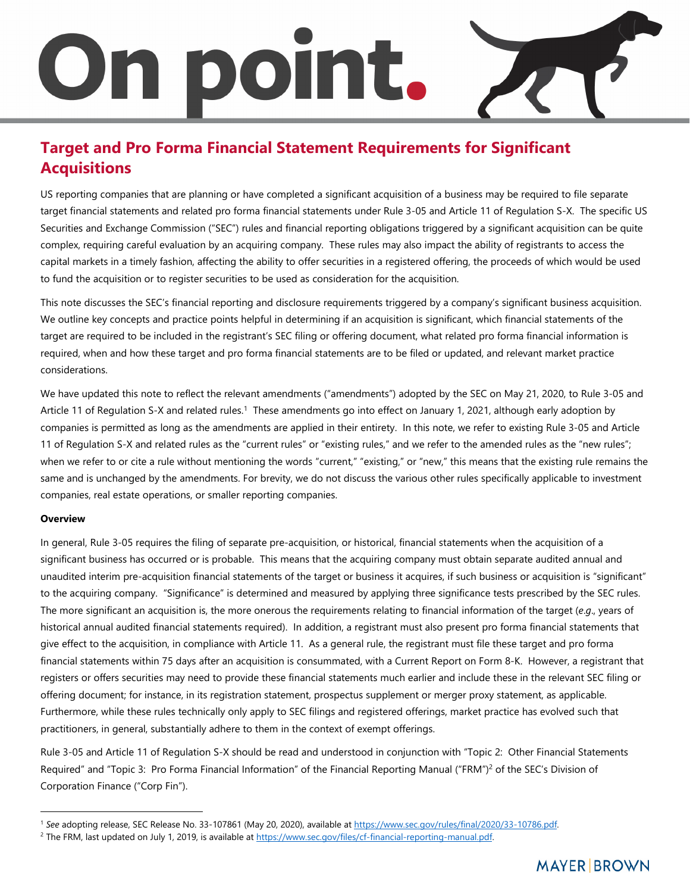# On point.

## Target and Pro Forma Financial Statement Requirements for Significant Acquisitions

US reporting companies that are planning or have completed a significant acquisition of a business may be required to file separate target financial statements and related pro forma financial statements under Rule 3-05 and Article 11 of Regulation S-X. The specific US Securities and Exchange Commission ("SEC") rules and financial reporting obligations triggered by a significant acquisition can be quite complex, requiring careful evaluation by an acquiring company. These rules may also impact the ability of registrants to access the capital markets in a timely fashion, affecting the ability to offer securities in a registered offering, the proceeds of which would be used to fund the acquisition or to register securities to be used as consideration for the acquisition.

This note discusses the SEC's financial reporting and disclosure requirements triggered by a company's significant business acquisition. We outline key concepts and practice points helpful in determining if an acquisition is significant, which financial statements of the target are required to be included in the registrant's SEC filing or offering document, what related pro forma financial information is required, when and how these target and pro forma financial statements are to be filed or updated, and relevant market practice considerations.

We have updated this note to reflect the relevant amendments ("amendments") adopted by the SEC on May 21, 2020, to Rule 3-05 and Article 11 of Regulation S-X and related rules.[1] These amendments go into effect on January 1, 2021, although early adoption by companies is permitted as long as the amendments are applied in their entirety. In this note, we refer to existing Rule 3-05 and Article 11 of Regulation S-X and related rules as the "current rules" or "existing rules," and we refer to the amended rules as the "new rules"; when we refer to or cite a rule without mentioning the words "current," "existing," or "new," this means that the existing rule remains the same and is unchanged by the amendments. For brevity, we do not discuss the various other rules specifically applicable to investment companies, real estate operations, or smaller reporting companies.

**Overview**

In general, Rule 3-05 requires the filing of separate pre-acquisition, or historical, financial statements when the acquisition of a significant business has occurred or is probable. This means that the acquiring company must obtain separate audited annual and unaudited interim pre-acquisition financial statements of the target or business it acquires, if such business or acquisition is "significant" to the acquiring company. "Significance" is determined and measured by applying three significance tests prescribed by the SEC rules. The more significant an acquisition is, the more onerous the requirements relating to financial information of the target (*e.g.*, years of historical annual audited financial statements required). In addition, a registrant must also present pro forma financial statements that give effect to the acquisition, in compliance with Article 11. As a general rule, the registrant must file these target and pro forma financial statements within 75 days after an acquisition is consummated, with a Current Report on Form 8-K. However, a registrant that registers or offers securities may need to provide these financial statements much earlier and include these in the relevant SEC filing or offering document; for instance, in its registration statement, prospectus supplement or merger proxy statement, as applicable. Furthermore, while these rules technically only apply to SEC filings and registered offerings, market practice has evolved such that practitioners, in general, substantially adhere to them in the context of exempt offerings.

Rule 3-05 and Article 11 of Regulation S-X should be read and understood in conjunction with "Topic 2: Other Financial Statements Required" and "Topic 3: Pro Forma Financial Information" of the Financial Reporting Manual ("FRM")[2] of the SEC's Division of Corporation Finance ("Corp Fin").

---

[1] *See* adopting release, SEC Release No. 33-107861 (May 20, 2020), available at https://www.sec.gov/rules/final/2020/33-10786.pdf.

[2] The FRM, last updated on July 1, 2019, is available at https://www.sec.gov/files/cf-financial-reporting-manual.pdf.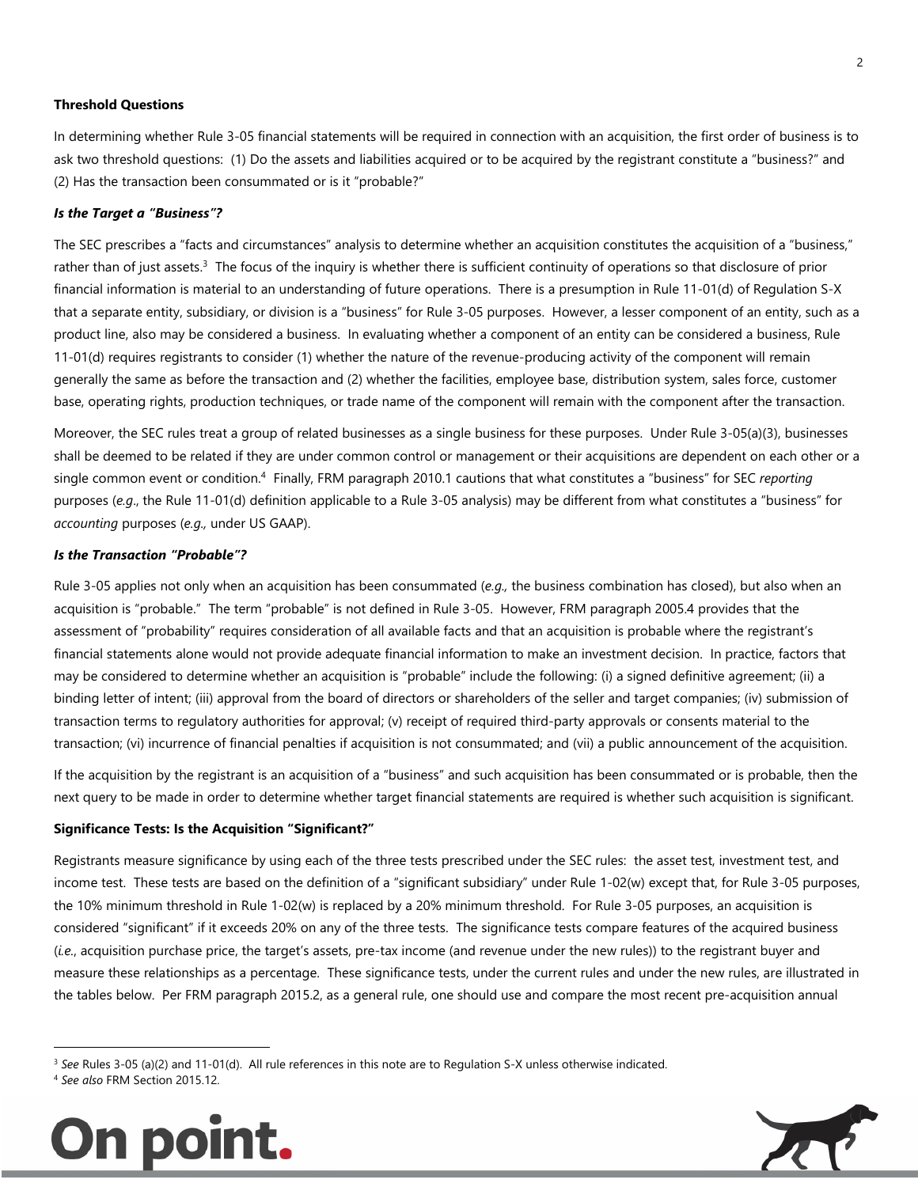**Threshold Questions**

In determining whether Rule 3-05 financial statements will be required in connection with an acquisition, the first order of business is to ask two threshold questions: (1) Do the assets and liabilities acquired or to be acquired by the registrant constitute a "business?" and (2) Has the transaction been consummated or is it "probable?"

***Is the Target a "Business"?***

The SEC prescribes a "facts and circumstances" analysis to determine whether an acquisition constitutes the acquisition of a "business," rather than of just assets.[3] The focus of the inquiry is whether there is sufficient continuity of operations so that disclosure of prior financial information is material to an understanding of future operations. There is a presumption in Rule 11-01(d) of Regulation S-X that a separate entity, subsidiary, or division is a "business" for Rule 3-05 purposes. However, a lesser component of an entity, such as a product line, also may be considered a business. In evaluating whether a component of an entity can be considered a business, Rule 11-01(d) requires registrants to consider (1) whether the nature of the revenue-producing activity of the component will remain generally the same as before the transaction and (2) whether the facilities, employee base, distribution system, sales force, customer base, operating rights, production techniques, or trade name of the component will remain with the component after the transaction.

Moreover, the SEC rules treat a group of related businesses as a single business for these purposes. Under Rule 3-05(a)(3), businesses shall be deemed to be related if they are under common control or management or their acquisitions are dependent on each other or a single common event or condition.[4] Finally, FRM paragraph 2010.1 cautions that what constitutes a "business" for SEC *reporting* purposes (*e.g*., the Rule 11-01(d) definition applicable to a Rule 3-05 analysis) may be different from what constitutes a "business" for *accounting* purposes (*e.g.,* under US GAAP).

***Is the Transaction "Probable"?***

Rule 3-05 applies not only when an acquisition has been consummated (*e.g.,* the business combination has closed), but also when an acquisition is "probable." The term "probable" is not defined in Rule 3-05. However, FRM paragraph 2005.4 provides that the assessment of "probability" requires consideration of all available facts and that an acquisition is probable where the registrant's financial statements alone would not provide adequate financial information to make an investment decision. In practice, factors that may be considered to determine whether an acquisition is "probable" include the following: (i) a signed definitive agreement; (ii) a binding letter of intent; (iii) approval from the board of directors or shareholders of the seller and target companies; (iv) submission of transaction terms to regulatory authorities for approval; (v) receipt of required third-party approvals or consents material to the transaction; (vi) incurrence of financial penalties if acquisition is not consummated; and (vii) a public announcement of the acquisition.

If the acquisition by the registrant is an acquisition of a "business" and such acquisition has been consummated or is probable, then the next query to be made in order to determine whether target financial statements are required is whether such acquisition is significant.

**Significance Tests: Is the Acquisition "Significant?"**

Registrants measure significance by using each of the three tests prescribed under the SEC rules: the asset test, investment test, and income test. These tests are based on the definition of a "significant subsidiary" under Rule 1-02(w) except that, for Rule 3-05 purposes, the 10% minimum threshold in Rule 1-02(w) is replaced by a 20% minimum threshold. For Rule 3-05 purposes, an acquisition is considered "significant" if it exceeds 20% on any of the three tests. The significance tests compare features of the acquired business (*i.e.*, acquisition purchase price, the target's assets, pre-tax income (and revenue under the new rules)) to the registrant buyer and measure these relationships as a percentage. These significance tests, under the current rules and under the new rules, are illustrated in the tables below. Per FRM paragraph 2015.2, as a general rule, one should use and compare the most recent pre-acquisition annual

[3] *See* Rules 3-05 (a)(2) and 11-01(d). All rule references in this note are to Regulation S-X unless otherwise indicated.

[4] *See also* FRM Section 2015.12.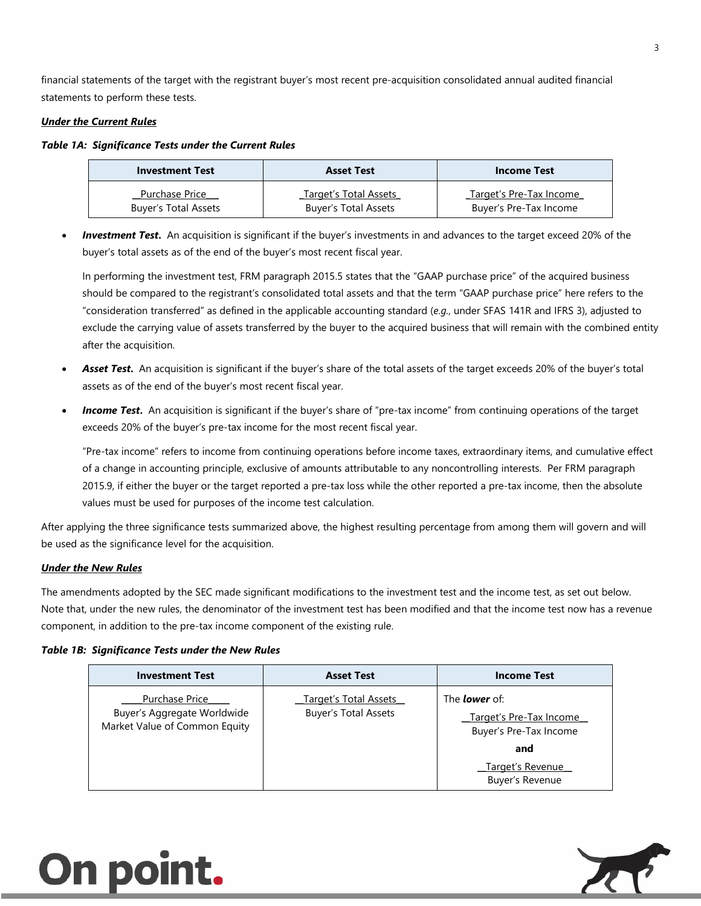financial statements of the target with the registrant buyer's most recent pre-acquisition consolidated annual audited financial statements to perform these tests.

***Under the Current Rules***

***Table 1A: Significance Tests under the Current Rules***

| Investment Test | Asset Test | Income Test |
|---|---|---|
| $\frac{\text{Purchase Price}}{\text{Buyer's Total Assets}}$ | $\frac{\text{Target's Total Assets}}{\text{Buyer's Total Assets}}$ | $\frac{\text{Target's Pre-Tax Income}}{\text{Buyer's Pre-Tax Income}}$ |

- ***Investment Test*.** An acquisition is significant if the buyer's investments in and advances to the target exceed 20% of the buyer's total assets as of the end of the buyer's most recent fiscal year.

  In performing the investment test, FRM paragraph 2015.5 states that the "GAAP purchase price" of the acquired business should be compared to the registrant's consolidated total assets and that the term "GAAP purchase price" here refers to the "consideration transferred" as defined in the applicable accounting standard (*e.g.*, under SFAS 141R and IFRS 3), adjusted to exclude the carrying value of assets transferred by the buyer to the acquired business that will remain with the combined entity after the acquisition.

- ***Asset Test*.** An acquisition is significant if the buyer's share of the total assets of the target exceeds 20% of the buyer's total assets as of the end of the buyer's most recent fiscal year.

- ***Income Test*.** An acquisition is significant if the buyer's share of "pre-tax income" from continuing operations of the target exceeds 20% of the buyer's pre-tax income for the most recent fiscal year.

  "Pre-tax income" refers to income from continuing operations before income taxes, extraordinary items, and cumulative effect of a change in accounting principle, exclusive of amounts attributable to any noncontrolling interests. Per FRM paragraph 2015.9, if either the buyer or the target reported a pre-tax loss while the other reported a pre-tax income, then the absolute values must be used for purposes of the income test calculation.

After applying the three significance tests summarized above, the highest resulting percentage from among them will govern and will be used as the significance level for the acquisition.

***Under the New Rules***

The amendments adopted by the SEC made significant modifications to the investment test and the income test, as set out below. Note that, under the new rules, the denominator of the investment test has been modified and that the income test now has a revenue component, in addition to the pre-tax income component of the existing rule.

***Table 1B: Significance Tests under the New Rules***

| Investment Test | Asset Test | Income Test |
|---|---|---|
| $\frac{\text{Purchase Price}}{\text{Buyer's Aggregate Worldwide Market Value of Common Equity}}$ | $\frac{\text{Target's Total Assets}}{\text{Buyer's Total Assets}}$ | The ***lower*** of: $\frac{\text{Target's Pre-Tax Income}}{\text{Buyer's Pre-Tax Income}}$ **and** $\frac{\text{Target's Revenue}}{\text{Buyer's Revenue}}$ |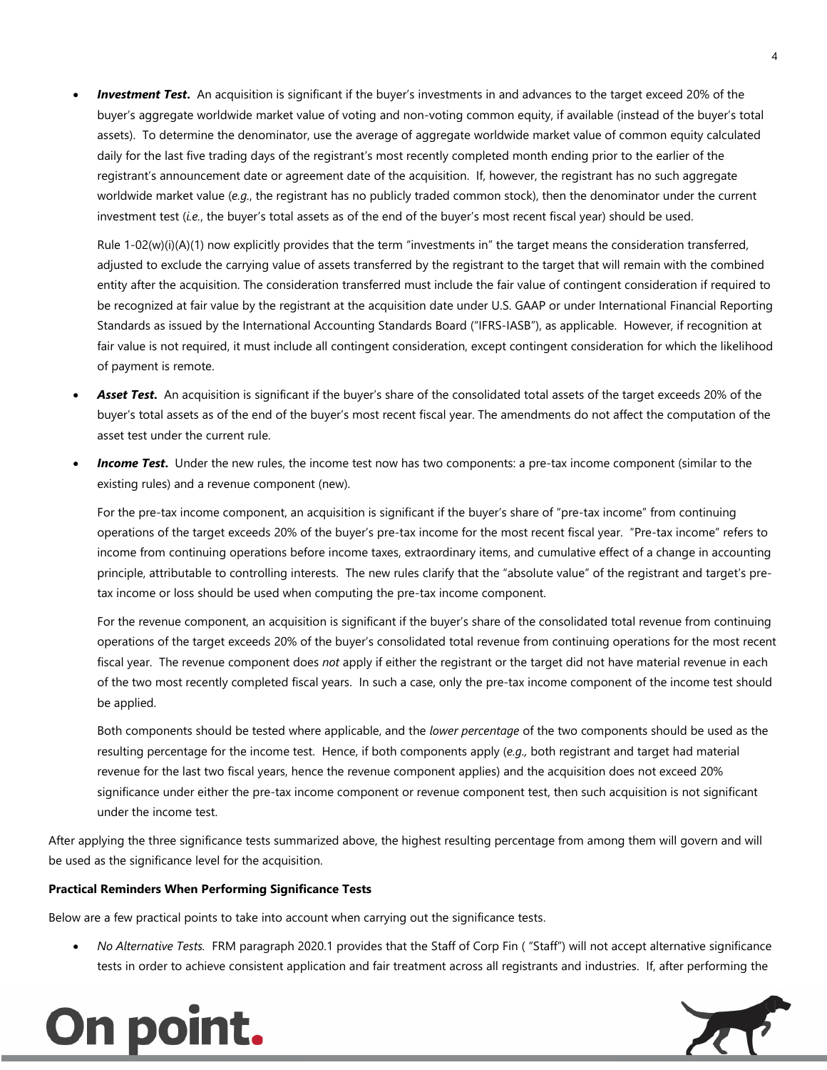- ***Investment Test*.** An acquisition is significant if the buyer's investments in and advances to the target exceed 20% of the buyer's aggregate worldwide market value of voting and non-voting common equity, if available (instead of the buyer's total assets). To determine the denominator, use the average of aggregate worldwide market value of common equity calculated daily for the last five trading days of the registrant's most recently completed month ending prior to the earlier of the registrant's announcement date or agreement date of the acquisition. If, however, the registrant has no such aggregate worldwide market value (*e.g.*, the registrant has no publicly traded common stock), then the denominator under the current investment test (*i.e.*, the buyer's total assets as of the end of the buyer's most recent fiscal year) should be used.

  Rule 1-02(w)(i)(A)(1) now explicitly provides that the term "investments in" the target means the consideration transferred, adjusted to exclude the carrying value of assets transferred by the registrant to the target that will remain with the combined entity after the acquisition. The consideration transferred must include the fair value of contingent consideration if required to be recognized at fair value by the registrant at the acquisition date under U.S. GAAP or under International Financial Reporting Standards as issued by the International Accounting Standards Board ("IFRS-IASB"), as applicable. However, if recognition at fair value is not required, it must include all contingent consideration, except contingent consideration for which the likelihood of payment is remote.

- ***Asset Test*.** An acquisition is significant if the buyer's share of the consolidated total assets of the target exceeds 20% of the buyer's total assets as of the end of the buyer's most recent fiscal year. The amendments do not affect the computation of the asset test under the current rule.

- ***Income Test*.** Under the new rules, the income test now has two components: a pre-tax income component (similar to the existing rules) and a revenue component (new).

  For the pre-tax income component, an acquisition is significant if the buyer's share of "pre-tax income" from continuing operations of the target exceeds 20% of the buyer's pre-tax income for the most recent fiscal year. "Pre-tax income" refers to income from continuing operations before income taxes, extraordinary items, and cumulative effect of a change in accounting principle, attributable to controlling interests. The new rules clarify that the "absolute value" of the registrant and target's pre-tax income or loss should be used when computing the pre-tax income component.

  For the revenue component, an acquisition is significant if the buyer's share of the consolidated total revenue from continuing operations of the target exceeds 20% of the buyer's consolidated total revenue from continuing operations for the most recent fiscal year. The revenue component does *not* apply if either the registrant or the target did not have material revenue in each of the two most recently completed fiscal years. In such a case, only the pre-tax income component of the income test should be applied.

  Both components should be tested where applicable, and the *lower percentage* of the two components should be used as the resulting percentage for the income test. Hence, if both components apply (*e.g.,* both registrant and target had material revenue for the last two fiscal years, hence the revenue component applies) and the acquisition does not exceed 20% significance under either the pre-tax income component or revenue component test, then such acquisition is not significant under the income test.

After applying the three significance tests summarized above, the highest resulting percentage from among them will govern and will be used as the significance level for the acquisition.

**Practical Reminders When Performing Significance Tests**

Below are a few practical points to take into account when carrying out the significance tests.

- *No Alternative Tests.* FRM paragraph 2020.1 provides that the Staff of Corp Fin ( "Staff") will not accept alternative significance tests in order to achieve consistent application and fair treatment across all registrants and industries. If, after performing the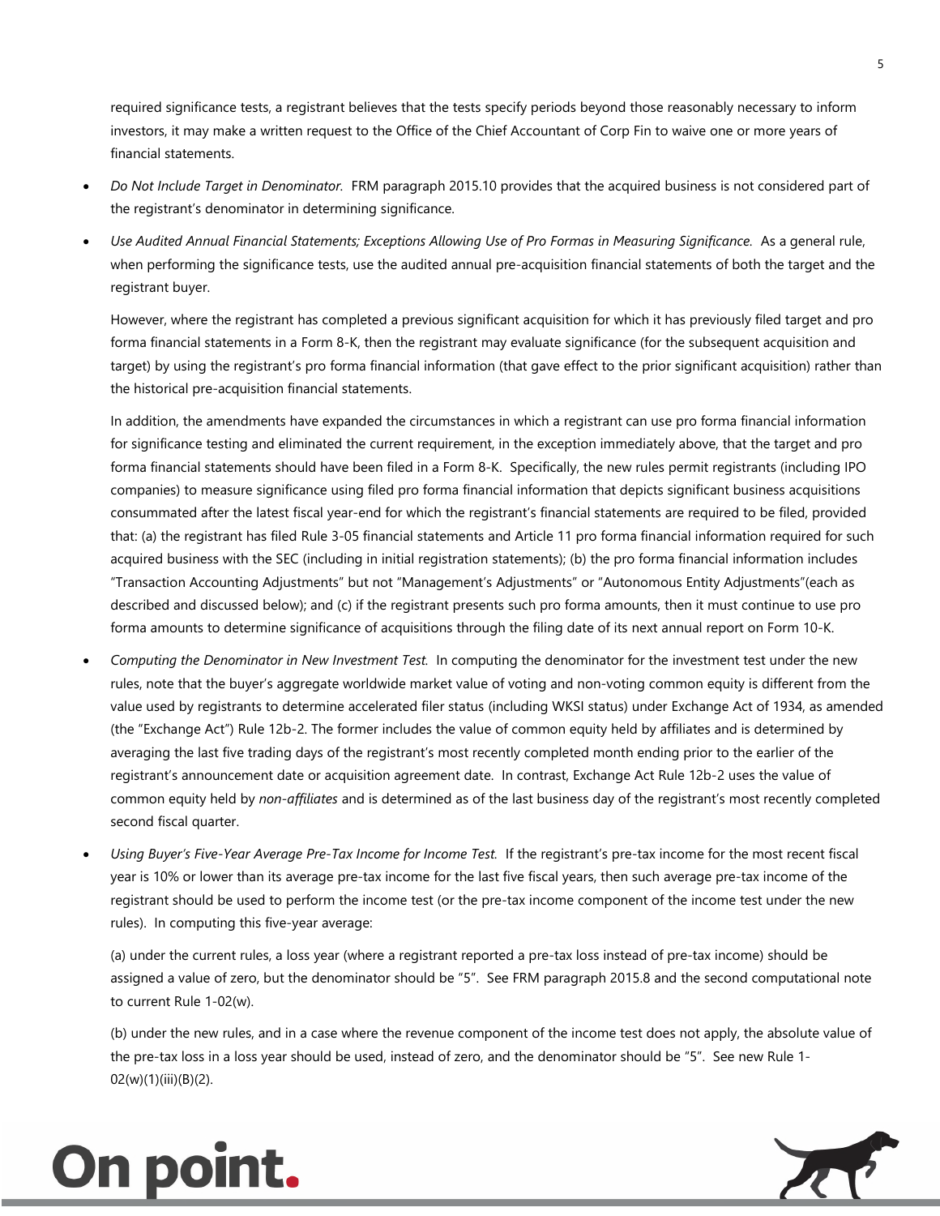required significance tests, a registrant believes that the tests specify periods beyond those reasonably necessary to inform investors, it may make a written request to the Office of the Chief Accountant of Corp Fin to waive one or more years of financial statements.

- *Do Not Include Target in Denominator.* FRM paragraph 2015.10 provides that the acquired business is not considered part of the registrant's denominator in determining significance.
- *Use Audited Annual Financial Statements; Exceptions Allowing Use of Pro Formas in Measuring Significance.* As a general rule, when performing the significance tests, use the audited annual pre-acquisition financial statements of both the target and the registrant buyer.

  However, where the registrant has completed a previous significant acquisition for which it has previously filed target and pro forma financial statements in a Form 8-K, then the registrant may evaluate significance (for the subsequent acquisition and target) by using the registrant's pro forma financial information (that gave effect to the prior significant acquisition) rather than the historical pre-acquisition financial statements.

  In addition, the amendments have expanded the circumstances in which a registrant can use pro forma financial information for significance testing and eliminated the current requirement, in the exception immediately above, that the target and pro forma financial statements should have been filed in a Form 8-K. Specifically, the new rules permit registrants (including IPO companies) to measure significance using filed pro forma financial information that depicts significant business acquisitions consummated after the latest fiscal year-end for which the registrant's financial statements are required to be filed, provided that: (a) the registrant has filed Rule 3-05 financial statements and Article 11 pro forma financial information required for such acquired business with the SEC (including in initial registration statements); (b) the pro forma financial information includes "Transaction Accounting Adjustments" but not "Management's Adjustments" or "Autonomous Entity Adjustments"(each as described and discussed below); and (c) if the registrant presents such pro forma amounts, then it must continue to use pro forma amounts to determine significance of acquisitions through the filing date of its next annual report on Form 10-K.

- *Computing the Denominator in New Investment Test.* In computing the denominator for the investment test under the new rules, note that the buyer's aggregate worldwide market value of voting and non-voting common equity is different from the value used by registrants to determine accelerated filer status (including WKSI status) under Exchange Act of 1934, as amended (the "Exchange Act") Rule 12b-2. The former includes the value of common equity held by affiliates and is determined by averaging the last five trading days of the registrant's most recently completed month ending prior to the earlier of the registrant's announcement date or acquisition agreement date. In contrast, Exchange Act Rule 12b-2 uses the value of common equity held by *non-affiliates* and is determined as of the last business day of the registrant's most recently completed second fiscal quarter.
- *Using Buyer's Five-Year Average Pre-Tax Income for Income Test.* If the registrant's pre-tax income for the most recent fiscal year is 10% or lower than its average pre-tax income for the last five fiscal years, then such average pre-tax income of the registrant should be used to perform the income test (or the pre-tax income component of the income test under the new rules). In computing this five-year average:

  (a) under the current rules, a loss year (where a registrant reported a pre-tax loss instead of pre-tax income) should be assigned a value of zero, but the denominator should be "5". See FRM paragraph 2015.8 and the second computational note to current Rule 1-02(w).

  (b) under the new rules, and in a case where the revenue component of the income test does not apply, the absolute value of the pre-tax loss in a loss year should be used, instead of zero, and the denominator should be "5". See new Rule 1-02(w)(1)(iii)(B)(2).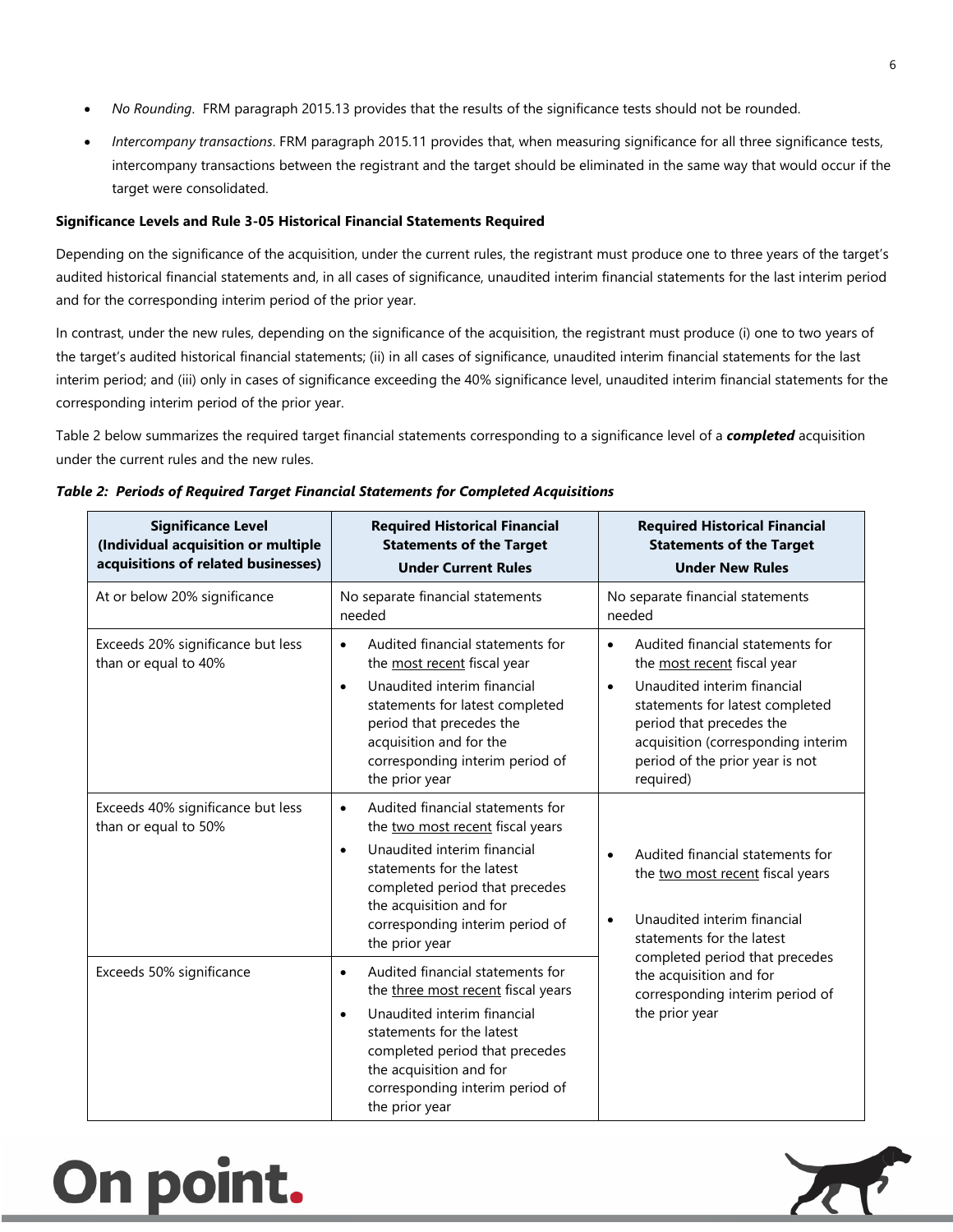- *No Rounding*. FRM paragraph 2015.13 provides that the results of the significance tests should not be rounded.
- *Intercompany transactions*. FRM paragraph 2015.11 provides that, when measuring significance for all three significance tests, intercompany transactions between the registrant and the target should be eliminated in the same way that would occur if the target were consolidated.

**Significance Levels and Rule 3-05 Historical Financial Statements Required**

Depending on the significance of the acquisition, under the current rules, the registrant must produce one to three years of the target's audited historical financial statements and, in all cases of significance, unaudited interim financial statements for the last interim period and for the corresponding interim period of the prior year.

In contrast, under the new rules, depending on the significance of the acquisition, the registrant must produce (i) one to two years of the target's audited historical financial statements; (ii) in all cases of significance, unaudited interim financial statements for the last interim period; and (iii) only in cases of significance exceeding the 40% significance level, unaudited interim financial statements for the corresponding interim period of the prior year.

Table 2 below summarizes the required target financial statements corresponding to a significance level of a ***completed*** acquisition under the current rules and the new rules.

***Table 2: Periods of Required Target Financial Statements for Completed Acquisitions***

| Significance Level (Individual acquisition or multiple acquisitions of related businesses) | Required Historical Financial Statements of the Target Under Current Rules | Required Historical Financial Statements of the Target Under New Rules |
|---|---|---|
| At or below 20% significance | No separate financial statements needed | No separate financial statements needed |
| Exceeds 20% significance but less than or equal to 40% | • Audited financial statements for the most recent fiscal year<br>• Unaudited interim financial statements for latest completed period that precedes the acquisition and for the corresponding interim period of the prior year | • Audited financial statements for the most recent fiscal year<br>• Unaudited interim financial statements for latest completed period that precedes the acquisition (corresponding interim period of the prior year is not required) |
| Exceeds 40% significance but less than or equal to 50% | • Audited financial statements for the two most recent fiscal years<br>• Unaudited interim financial statements for the latest completed period that precedes the acquisition and for corresponding interim period of the prior year | • Audited financial statements for the two most recent fiscal years<br>• Unaudited interim financial statements for the latest completed period that precedes the acquisition and for corresponding interim period of the prior year |
| Exceeds 50% significance | • Audited financial statements for the three most recent fiscal years<br>• Unaudited interim financial statements for the latest completed period that precedes the acquisition and for corresponding interim period of the prior year | |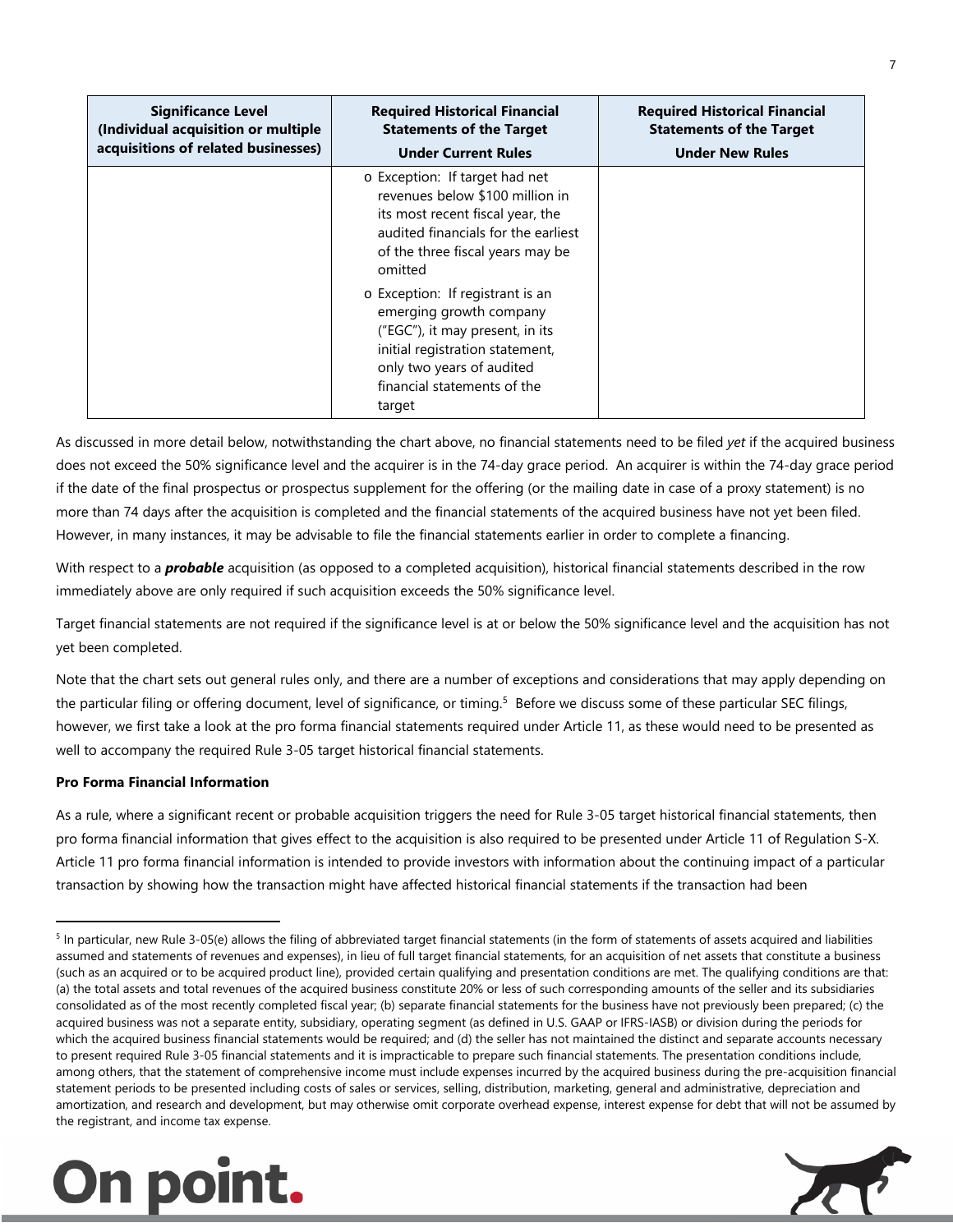| Significance Level (Individual acquisition or multiple acquisitions of related businesses) | Required Historical Financial Statements of the Target Under Current Rules | Required Historical Financial Statements of the Target Under New Rules |
|---|---|---|
| | o Exception: If target had net revenues below $100 million in its most recent fiscal year, the audited financials for the earliest of the three fiscal years may be omitted<br>o Exception: If registrant is an emerging growth company ("EGC"), it may present, in its initial registration statement, only two years of audited financial statements of the target | |

As discussed in more detail below, notwithstanding the chart above, no financial statements need to be filed *yet* if the acquired business does not exceed the 50% significance level and the acquirer is in the 74-day grace period. An acquirer is within the 74-day grace period if the date of the final prospectus or prospectus supplement for the offering (or the mailing date in case of a proxy statement) is no more than 74 days after the acquisition is completed and the financial statements of the acquired business have not yet been filed. However, in many instances, it may be advisable to file the financial statements earlier in order to complete a financing.

With respect to a ***probable*** acquisition (as opposed to a completed acquisition), historical financial statements described in the row immediately above are only required if such acquisition exceeds the 50% significance level.

Target financial statements are not required if the significance level is at or below the 50% significance level and the acquisition has not yet been completed.

Note that the chart sets out general rules only, and there are a number of exceptions and considerations that may apply depending on the particular filing or offering document, level of significance, or timing.[5] Before we discuss some of these particular SEC filings, however, we first take a look at the pro forma financial statements required under Article 11, as these would need to be presented as well to accompany the required Rule 3-05 target historical financial statements.

**Pro Forma Financial Information**

As a rule, where a significant recent or probable acquisition triggers the need for Rule 3-05 target historical financial statements, then pro forma financial information that gives effect to the acquisition is also required to be presented under Article 11 of Regulation S-X. Article 11 pro forma financial information is intended to provide investors with information about the continuing impact of a particular transaction by showing how the transaction might have affected historical financial statements if the transaction had been

[5] In particular, new Rule 3-05(e) allows the filing of abbreviated target financial statements (in the form of statements of assets acquired and liabilities assumed and statements of revenues and expenses), in lieu of full target financial statements, for an acquisition of net assets that constitute a business (such as an acquired or to be acquired product line), provided certain qualifying and presentation conditions are met. The qualifying conditions are that: (a) the total assets and total revenues of the acquired business constitute 20% or less of such corresponding amounts of the seller and its subsidiaries consolidated as of the most recently completed fiscal year; (b) separate financial statements for the business have not previously been prepared; (c) the acquired business was not a separate entity, subsidiary, operating segment (as defined in U.S. GAAP or IFRS-IASB) or division during the periods for which the acquired business financial statements would be required; and (d) the seller has not maintained the distinct and separate accounts necessary to present required Rule 3-05 financial statements and it is impracticable to prepare such financial statements. The presentation conditions include, among others, that the statement of comprehensive income must include expenses incurred by the acquired business during the pre-acquisition financial statement periods to be presented including costs of sales or services, selling, distribution, marketing, general and administrative, depreciation and amortization, and research and development, but may otherwise omit corporate overhead expense, interest expense for debt that will not be assumed by the registrant, and income tax expense.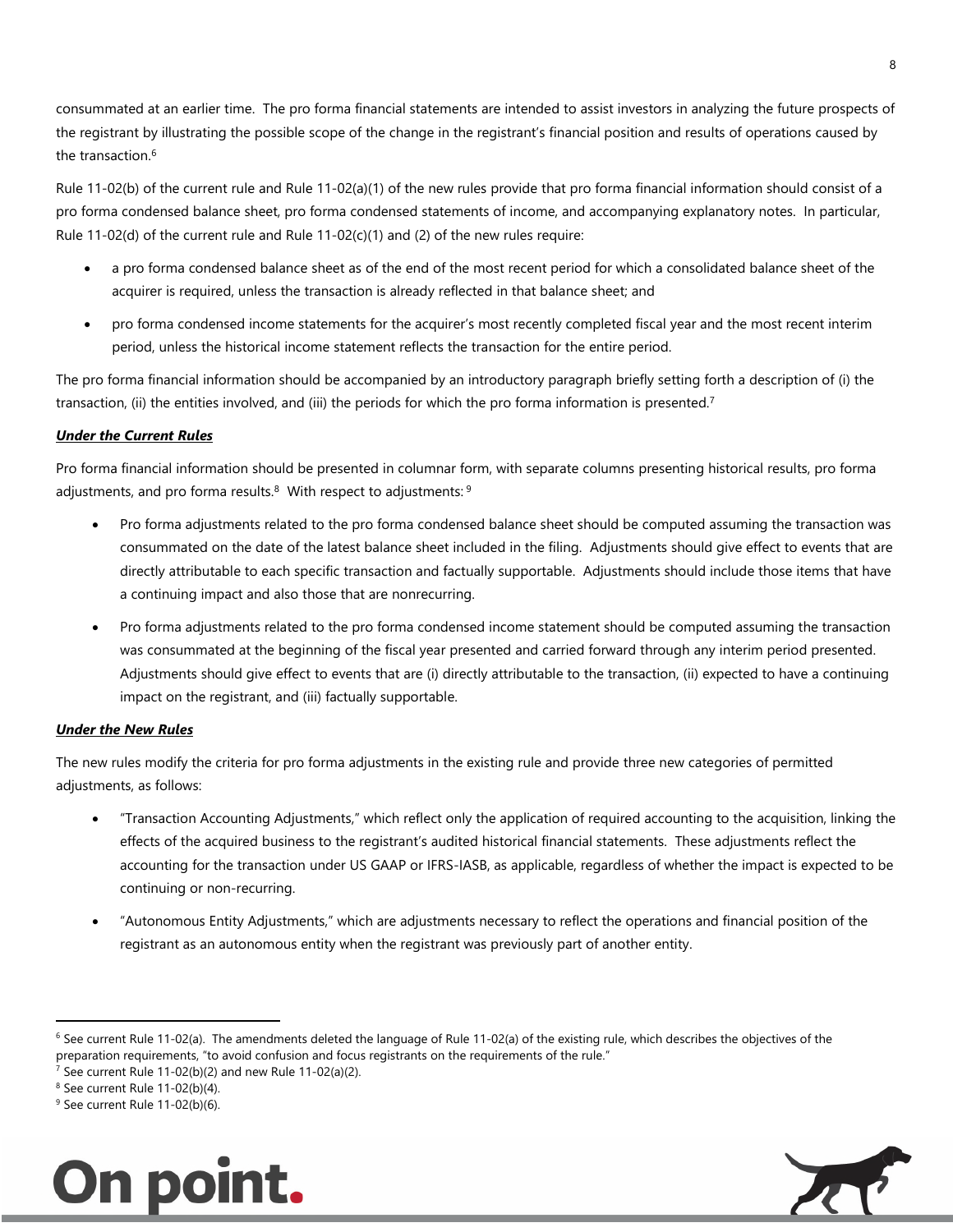consummated at an earlier time. The pro forma financial statements are intended to assist investors in analyzing the future prospects of the registrant by illustrating the possible scope of the change in the registrant's financial position and results of operations caused by the transaction.[6]

Rule 11-02(b) of the current rule and Rule 11-02(a)(1) of the new rules provide that pro forma financial information should consist of a pro forma condensed balance sheet, pro forma condensed statements of income, and accompanying explanatory notes. In particular, Rule 11-02(d) of the current rule and Rule 11-02(c)(1) and (2) of the new rules require:

- a pro forma condensed balance sheet as of the end of the most recent period for which a consolidated balance sheet of the acquirer is required, unless the transaction is already reflected in that balance sheet; and
- pro forma condensed income statements for the acquirer's most recently completed fiscal year and the most recent interim period, unless the historical income statement reflects the transaction for the entire period.

The pro forma financial information should be accompanied by an introductory paragraph briefly setting forth a description of (i) the transaction, (ii) the entities involved, and (iii) the periods for which the pro forma information is presented.[7]

***Under the Current Rules***

Pro forma financial information should be presented in columnar form, with separate columns presenting historical results, pro forma adjustments, and pro forma results.[8] With respect to adjustments:[9]

- Pro forma adjustments related to the pro forma condensed balance sheet should be computed assuming the transaction was consummated on the date of the latest balance sheet included in the filing. Adjustments should give effect to events that are directly attributable to each specific transaction and factually supportable. Adjustments should include those items that have a continuing impact and also those that are nonrecurring.
- Pro forma adjustments related to the pro forma condensed income statement should be computed assuming the transaction was consummated at the beginning of the fiscal year presented and carried forward through any interim period presented. Adjustments should give effect to events that are (i) directly attributable to the transaction, (ii) expected to have a continuing impact on the registrant, and (iii) factually supportable.

***Under the New Rules***

The new rules modify the criteria for pro forma adjustments in the existing rule and provide three new categories of permitted adjustments, as follows:

- "Transaction Accounting Adjustments," which reflect only the application of required accounting to the acquisition, linking the effects of the acquired business to the registrant's audited historical financial statements. These adjustments reflect the accounting for the transaction under US GAAP or IFRS-IASB, as applicable, regardless of whether the impact is expected to be continuing or non-recurring.
- "Autonomous Entity Adjustments," which are adjustments necessary to reflect the operations and financial position of the registrant as an autonomous entity when the registrant was previously part of another entity.

---

[6] See current Rule 11-02(a). The amendments deleted the language of Rule 11-02(a) of the existing rule, which describes the objectives of the preparation requirements, "to avoid confusion and focus registrants on the requirements of the rule."

[7] See current Rule 11-02(b)(2) and new Rule 11-02(a)(2).

[8] See current Rule 11-02(b)(4).

[9] See current Rule 11-02(b)(6).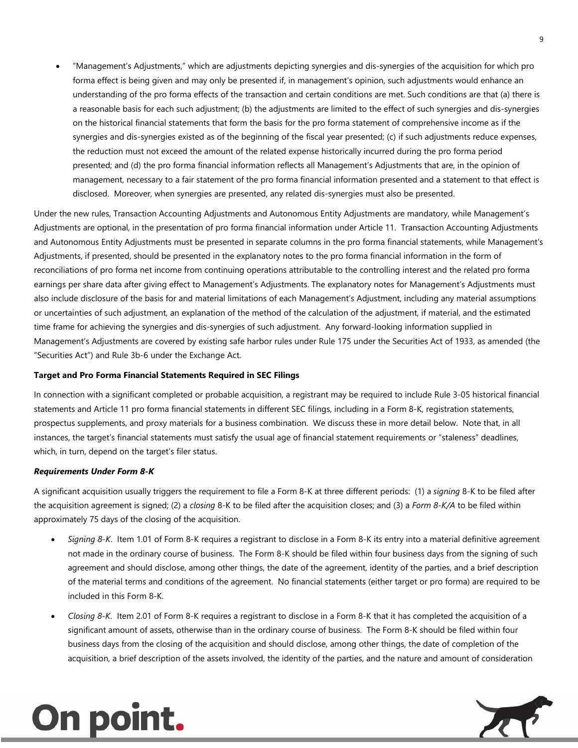- "Management's Adjustments," which are adjustments depicting synergies and dis-synergies of the acquisition for which pro forma effect is being given and may only be presented if, in management's opinion, such adjustments would enhance an understanding of the pro forma effects of the transaction and certain conditions are met. Such conditions are that (a) there is a reasonable basis for each such adjustment; (b) the adjustments are limited to the effect of such synergies and dis-synergies on the historical financial statements that form the basis for the pro forma statement of comprehensive income as if the synergies and dis-synergies existed as of the beginning of the fiscal year presented; (c) if such adjustments reduce expenses, the reduction must not exceed the amount of the related expense historically incurred during the pro forma period presented; and (d) the pro forma financial information reflects all Management's Adjustments that are, in the opinion of management, necessary to a fair statement of the pro forma financial information presented and a statement to that effect is disclosed. Moreover, when synergies are presented, any related dis-synergies must also be presented.

Under the new rules, Transaction Accounting Adjustments and Autonomous Entity Adjustments are mandatory, while Management's Adjustments are optional, in the presentation of pro forma financial information under Article 11. Transaction Accounting Adjustments and Autonomous Entity Adjustments must be presented in separate columns in the pro forma financial statements, while Management's Adjustments, if presented, should be presented in the explanatory notes to the pro forma financial information in the form of reconciliations of pro forma net income from continuing operations attributable to the controlling interest and the related pro forma earnings per share data after giving effect to Management's Adjustments. The explanatory notes for Management's Adjustments must also include disclosure of the basis for and material limitations of each Management's Adjustment, including any material assumptions or uncertainties of such adjustment, an explanation of the method of the calculation of the adjustment, if material, and the estimated time frame for achieving the synergies and dis-synergies of such adjustment. Any forward-looking information supplied in Management's Adjustments are covered by existing safe harbor rules under Rule 175 under the Securities Act of 1933, as amended (the "Securities Act") and Rule 3b-6 under the Exchange Act.

**Target and Pro Forma Financial Statements Required in SEC Filings**

In connection with a significant completed or probable acquisition, a registrant may be required to include Rule 3-05 historical financial statements and Article 11 pro forma financial statements in different SEC filings, including in a Form 8-K, registration statements, prospectus supplements, and proxy materials for a business combination. We discuss these in more detail below. Note that, in all instances, the target's financial statements must satisfy the usual age of financial statement requirements or "staleness" deadlines, which, in turn, depend on the target's filer status.

***Requirements Under Form 8-K***

A significant acquisition usually triggers the requirement to file a Form 8-K at three different periods: (1) a *signing* 8-K to be filed after the acquisition agreement is signed; (2) a *closing* 8-K to be filed after the acquisition closes; and (3) a *Form 8-K/A* to be filed within approximately 75 days of the closing of the acquisition.

- *Signing 8-K*. Item 1.01 of Form 8-K requires a registrant to disclose in a Form 8-K its entry into a material definitive agreement not made in the ordinary course of business. The Form 8-K should be filed within four business days from the signing of such agreement and should disclose, among other things, the date of the agreement, identity of the parties, and a brief description of the material terms and conditions of the agreement. No financial statements (either target or pro forma) are required to be included in this Form 8-K.

- *Closing 8-K*. Item 2.01 of Form 8-K requires a registrant to disclose in a Form 8-K that it has completed the acquisition of a significant amount of assets, otherwise than in the ordinary course of business. The Form 8-K should be filed within four business days from the closing of the acquisition and should disclose, among other things, the date of completion of the acquisition, a brief description of the assets involved, the identity of the parties, and the nature and amount of consideration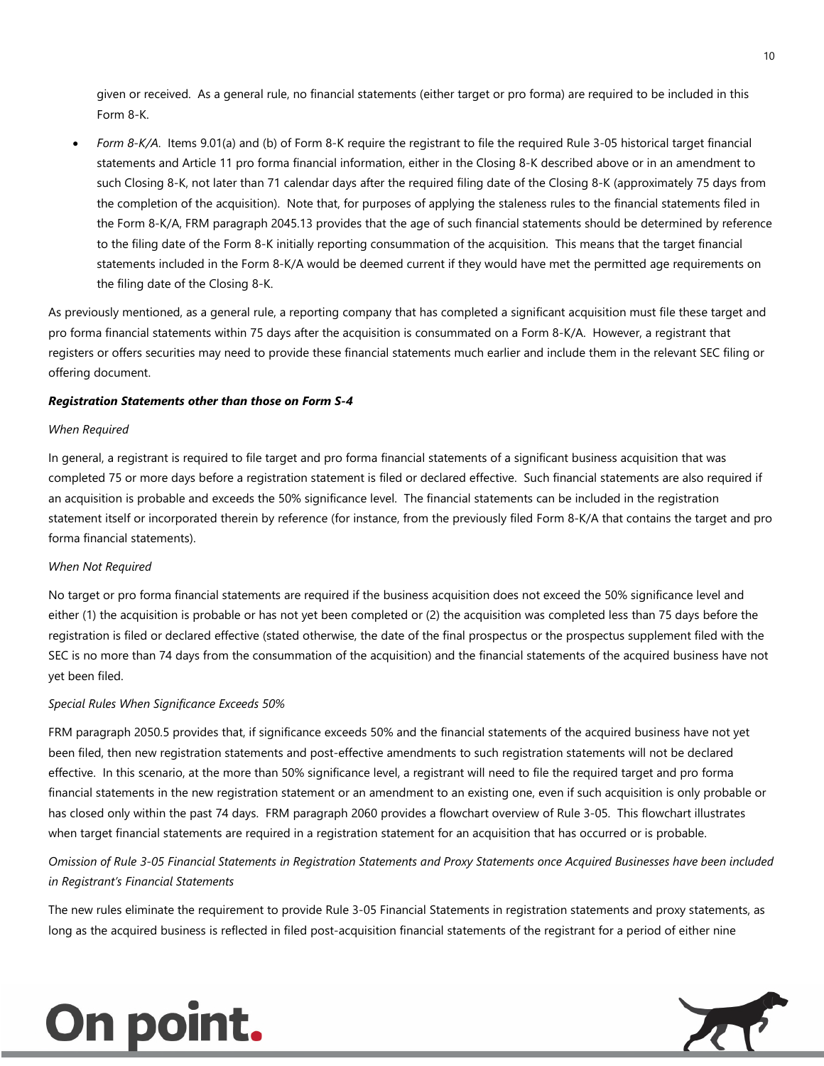given or received. As a general rule, no financial statements (either target or pro forma) are required to be included in this Form 8-K.

- *Form 8-K/A*. Items 9.01(a) and (b) of Form 8-K require the registrant to file the required Rule 3-05 historical target financial statements and Article 11 pro forma financial information, either in the Closing 8-K described above or in an amendment to such Closing 8-K, not later than 71 calendar days after the required filing date of the Closing 8-K (approximately 75 days from the completion of the acquisition). Note that, for purposes of applying the staleness rules to the financial statements filed in the Form 8-K/A, FRM paragraph 2045.13 provides that the age of such financial statements should be determined by reference to the filing date of the Form 8-K initially reporting consummation of the acquisition. This means that the target financial statements included in the Form 8-K/A would be deemed current if they would have met the permitted age requirements on the filing date of the Closing 8-K.

As previously mentioned, as a general rule, a reporting company that has completed a significant acquisition must file these target and pro forma financial statements within 75 days after the acquisition is consummated on a Form 8-K/A. However, a registrant that registers or offers securities may need to provide these financial statements much earlier and include them in the relevant SEC filing or offering document.

***Registration Statements other than those on Form S-4***

*When Required*

In general, a registrant is required to file target and pro forma financial statements of a significant business acquisition that was completed 75 or more days before a registration statement is filed or declared effective. Such financial statements are also required if an acquisition is probable and exceeds the 50% significance level. The financial statements can be included in the registration statement itself or incorporated therein by reference (for instance, from the previously filed Form 8-K/A that contains the target and pro forma financial statements).

*When Not Required*

No target or pro forma financial statements are required if the business acquisition does not exceed the 50% significance level and either (1) the acquisition is probable or has not yet been completed or (2) the acquisition was completed less than 75 days before the registration is filed or declared effective (stated otherwise, the date of the final prospectus or the prospectus supplement filed with the SEC is no more than 74 days from the consummation of the acquisition) and the financial statements of the acquired business have not yet been filed.

*Special Rules When Significance Exceeds 50%*

FRM paragraph 2050.5 provides that, if significance exceeds 50% and the financial statements of the acquired business have not yet been filed, then new registration statements and post-effective amendments to such registration statements will not be declared effective. In this scenario, at the more than 50% significance level, a registrant will need to file the required target and pro forma financial statements in the new registration statement or an amendment to an existing one, even if such acquisition is only probable or has closed only within the past 74 days. FRM paragraph 2060 provides a flowchart overview of Rule 3-05. This flowchart illustrates when target financial statements are required in a registration statement for an acquisition that has occurred or is probable.

*Omission of Rule 3-05 Financial Statements in Registration Statements and Proxy Statements once Acquired Businesses have been included in Registrant's Financial Statements*

The new rules eliminate the requirement to provide Rule 3-05 Financial Statements in registration statements and proxy statements, as long as the acquired business is reflected in filed post-acquisition financial statements of the registrant for a period of either nine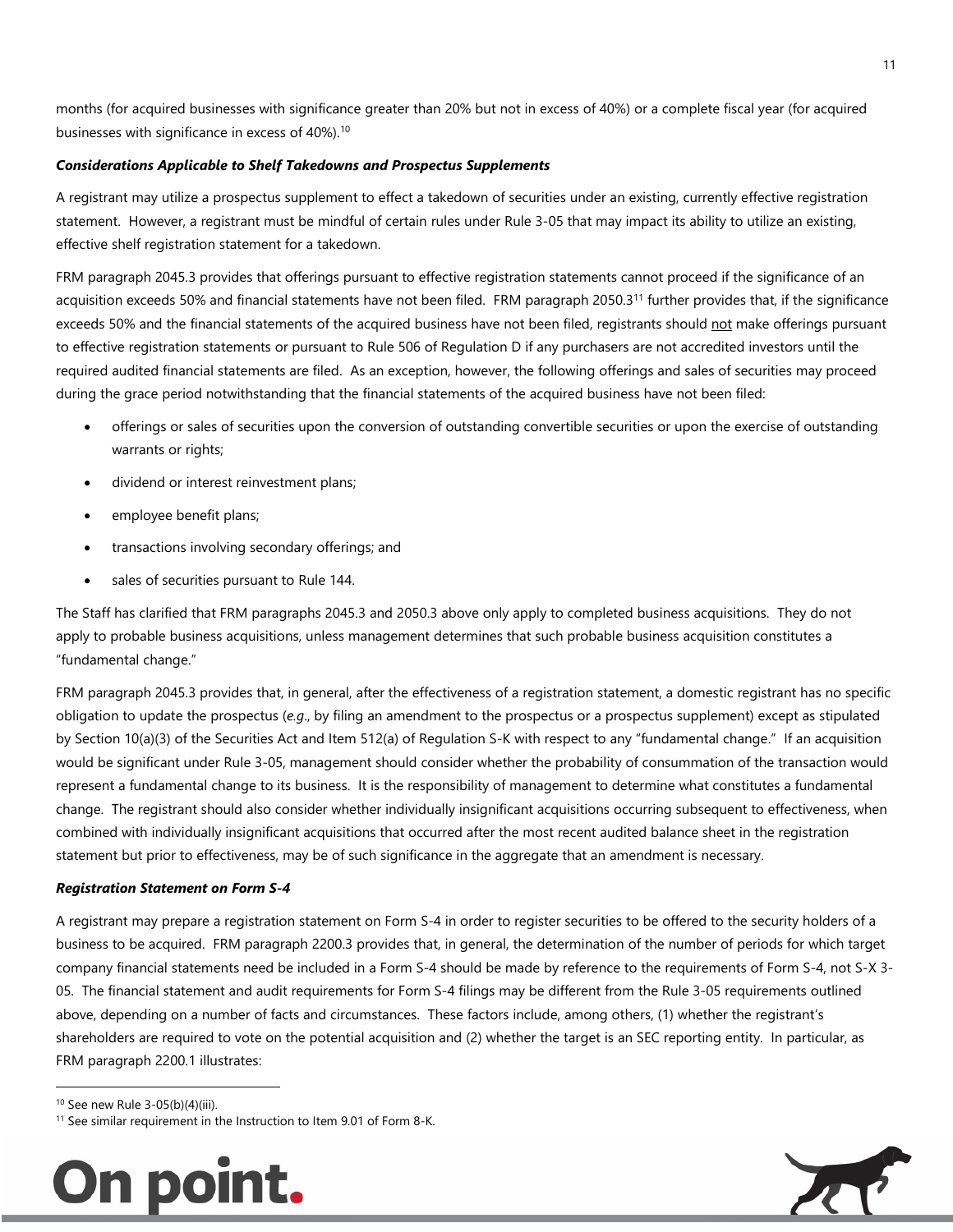months (for acquired businesses with significance greater than 20% but not in excess of 40%) or a complete fiscal year (for acquired businesses with significance in excess of 40%).[10]

***Considerations Applicable to Shelf Takedowns and Prospectus Supplements***

A registrant may utilize a prospectus supplement to effect a takedown of securities under an existing, currently effective registration statement. However, a registrant must be mindful of certain rules under Rule 3-05 that may impact its ability to utilize an existing, effective shelf registration statement for a takedown.

FRM paragraph 2045.3 provides that offerings pursuant to effective registration statements cannot proceed if the significance of an acquisition exceeds 50% and financial statements have not been filed. FRM paragraph 2050.3[11] further provides that, if the significance exceeds 50% and the financial statements of the acquired business have not been filed, registrants should not make offerings pursuant to effective registration statements or pursuant to Rule 506 of Regulation D if any purchasers are not accredited investors until the required audited financial statements are filed. As an exception, however, the following offerings and sales of securities may proceed during the grace period notwithstanding that the financial statements of the acquired business have not been filed:

- offerings or sales of securities upon the conversion of outstanding convertible securities or upon the exercise of outstanding warrants or rights;
- dividend or interest reinvestment plans;
- employee benefit plans;
- transactions involving secondary offerings; and
- sales of securities pursuant to Rule 144.

The Staff has clarified that FRM paragraphs 2045.3 and 2050.3 above only apply to completed business acquisitions. They do not apply to probable business acquisitions, unless management determines that such probable business acquisition constitutes a "fundamental change."

FRM paragraph 2045.3 provides that, in general, after the effectiveness of a registration statement, a domestic registrant has no specific obligation to update the prospectus (*e.g*., by filing an amendment to the prospectus or a prospectus supplement) except as stipulated by Section 10(a)(3) of the Securities Act and Item 512(a) of Regulation S-K with respect to any "fundamental change." If an acquisition would be significant under Rule 3-05, management should consider whether the probability of consummation of the transaction would represent a fundamental change to its business. It is the responsibility of management to determine what constitutes a fundamental change. The registrant should also consider whether individually insignificant acquisitions occurring subsequent to effectiveness, when combined with individually insignificant acquisitions that occurred after the most recent audited balance sheet in the registration statement but prior to effectiveness, may be of such significance in the aggregate that an amendment is necessary.

***Registration Statement on Form S-4***

A registrant may prepare a registration statement on Form S-4 in order to register securities to be offered to the security holders of a business to be acquired. FRM paragraph 2200.3 provides that, in general, the determination of the number of periods for which target company financial statements need be included in a Form S-4 should be made by reference to the requirements of Form S-4, not S-X 3-05. The financial statement and audit requirements for Form S-4 filings may be different from the Rule 3-05 requirements outlined above, depending on a number of facts and circumstances. These factors include, among others, (1) whether the registrant's shareholders are required to vote on the potential acquisition and (2) whether the target is an SEC reporting entity. In particular, as FRM paragraph 2200.1 illustrates:

---

[10] See new Rule 3-05(b)(4)(iii).

[11] See similar requirement in the Instruction to Item 9.01 of Form 8-K.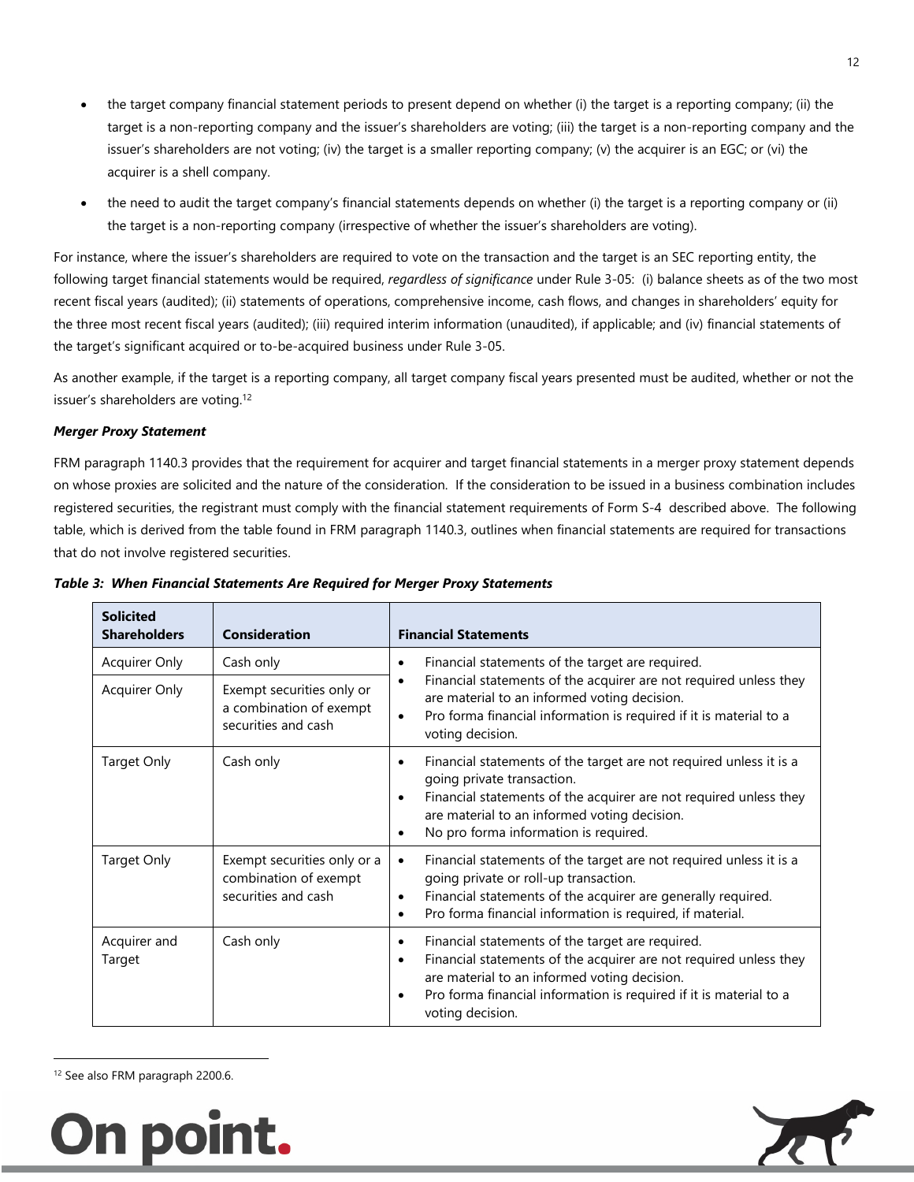- the target company financial statement periods to present depend on whether (i) the target is a reporting company; (ii) the target is a non-reporting company and the issuer's shareholders are voting; (iii) the target is a non-reporting company and the issuer's shareholders are not voting; (iv) the target is a smaller reporting company; (v) the acquirer is an EGC; or (vi) the acquirer is a shell company.
- the need to audit the target company's financial statements depends on whether (i) the target is a reporting company or (ii) the target is a non-reporting company (irrespective of whether the issuer's shareholders are voting).

For instance, where the issuer's shareholders are required to vote on the transaction and the target is an SEC reporting entity, the following target financial statements would be required, *regardless of significance* under Rule 3-05: (i) balance sheets as of the two most recent fiscal years (audited); (ii) statements of operations, comprehensive income, cash flows, and changes in shareholders' equity for the three most recent fiscal years (audited); (iii) required interim information (unaudited), if applicable; and (iv) financial statements of the target's significant acquired or to-be-acquired business under Rule 3-05.

As another example, if the target is a reporting company, all target company fiscal years presented must be audited, whether or not the issuer's shareholders are voting.[12]

***Merger Proxy Statement***

FRM paragraph 1140.3 provides that the requirement for acquirer and target financial statements in a merger proxy statement depends on whose proxies are solicited and the nature of the consideration. If the consideration to be issued in a business combination includes registered securities, the registrant must comply with the financial statement requirements of Form S-4 described above. The following table, which is derived from the table found in FRM paragraph 1140.3, outlines when financial statements are required for transactions that do not involve registered securities.

***Table 3: When Financial Statements Are Required for Merger Proxy Statements***

| Solicited Shareholders | Consideration | Financial Statements |
|---|---|---|
| Acquirer Only | Cash only | • Financial statements of the target are required.<br>• Financial statements of the acquirer are not required unless they are material to an informed voting decision.<br>• Pro forma financial information is required if it is material to a voting decision. |
| Acquirer Only | Exempt securities only or a combination of exempt securities and cash | |
| Target Only | Cash only | • Financial statements of the target are not required unless it is a going private transaction.<br>• Financial statements of the acquirer are not required unless they are material to an informed voting decision.<br>• No pro forma information is required. |
| Target Only | Exempt securities only or a combination of exempt securities and cash | • Financial statements of the target are not required unless it is a going private or roll-up transaction.<br>• Financial statements of the acquirer are generally required.<br>• Pro forma financial information is required, if material. |
| Acquirer and Target | Cash only | • Financial statements of the target are required.<br>• Financial statements of the acquirer are not required unless they are material to an informed voting decision.<br>• Pro forma financial information is required if it is material to a voting decision. |

[12] See also FRM paragraph 2200.6.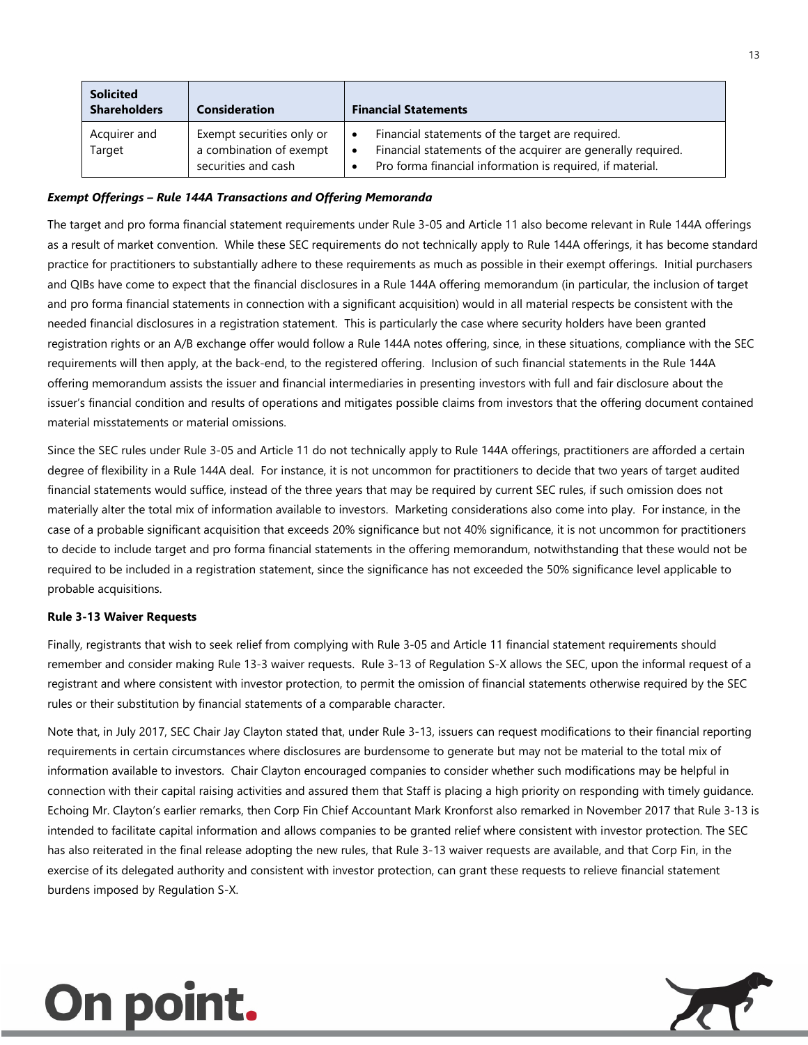| Solicited Shareholders | Consideration | Financial Statements |
| --- | --- | --- |
| Acquirer and Target | Exempt securities only or a combination of exempt securities and cash | • Financial statements of the target are required.<br>• Financial statements of the acquirer are generally required.<br>• Pro forma financial information is required, if material. |

***Exempt Offerings – Rule 144A Transactions and Offering Memoranda***

The target and pro forma financial statement requirements under Rule 3-05 and Article 11 also become relevant in Rule 144A offerings as a result of market convention. While these SEC requirements do not technically apply to Rule 144A offerings, it has become standard practice for practitioners to substantially adhere to these requirements as much as possible in their exempt offerings. Initial purchasers and QIBs have come to expect that the financial disclosures in a Rule 144A offering memorandum (in particular, the inclusion of target and pro forma financial statements in connection with a significant acquisition) would in all material respects be consistent with the needed financial disclosures in a registration statement. This is particularly the case where security holders have been granted registration rights or an A/B exchange offer would follow a Rule 144A notes offering, since, in these situations, compliance with the SEC requirements will then apply, at the back-end, to the registered offering. Inclusion of such financial statements in the Rule 144A offering memorandum assists the issuer and financial intermediaries in presenting investors with full and fair disclosure about the issuer's financial condition and results of operations and mitigates possible claims from investors that the offering document contained material misstatements or material omissions.

Since the SEC rules under Rule 3-05 and Article 11 do not technically apply to Rule 144A offerings, practitioners are afforded a certain degree of flexibility in a Rule 144A deal. For instance, it is not uncommon for practitioners to decide that two years of target audited financial statements would suffice, instead of the three years that may be required by current SEC rules, if such omission does not materially alter the total mix of information available to investors. Marketing considerations also come into play. For instance, in the case of a probable significant acquisition that exceeds 20% significance but not 40% significance, it is not uncommon for practitioners to decide to include target and pro forma financial statements in the offering memorandum, notwithstanding that these would not be required to be included in a registration statement, since the significance has not exceeded the 50% significance level applicable to probable acquisitions.

**Rule 3-13 Waiver Requests**

Finally, registrants that wish to seek relief from complying with Rule 3-05 and Article 11 financial statement requirements should remember and consider making Rule 13-3 waiver requests. Rule 3-13 of Regulation S-X allows the SEC, upon the informal request of a registrant and where consistent with investor protection, to permit the omission of financial statements otherwise required by the SEC rules or their substitution by financial statements of a comparable character.

Note that, in July 2017, SEC Chair Jay Clayton stated that, under Rule 3-13, issuers can request modifications to their financial reporting requirements in certain circumstances where disclosures are burdensome to generate but may not be material to the total mix of information available to investors. Chair Clayton encouraged companies to consider whether such modifications may be helpful in connection with their capital raising activities and assured them that Staff is placing a high priority on responding with timely guidance. Echoing Mr. Clayton's earlier remarks, then Corp Fin Chief Accountant Mark Kronforst also remarked in November 2017 that Rule 3-13 is intended to facilitate capital information and allows companies to be granted relief where consistent with investor protection. The SEC has also reiterated in the final release adopting the new rules, that Rule 3-13 waiver requests are available, and that Corp Fin, in the exercise of its delegated authority and consistent with investor protection, can grant these requests to relieve financial statement burdens imposed by Regulation S-X.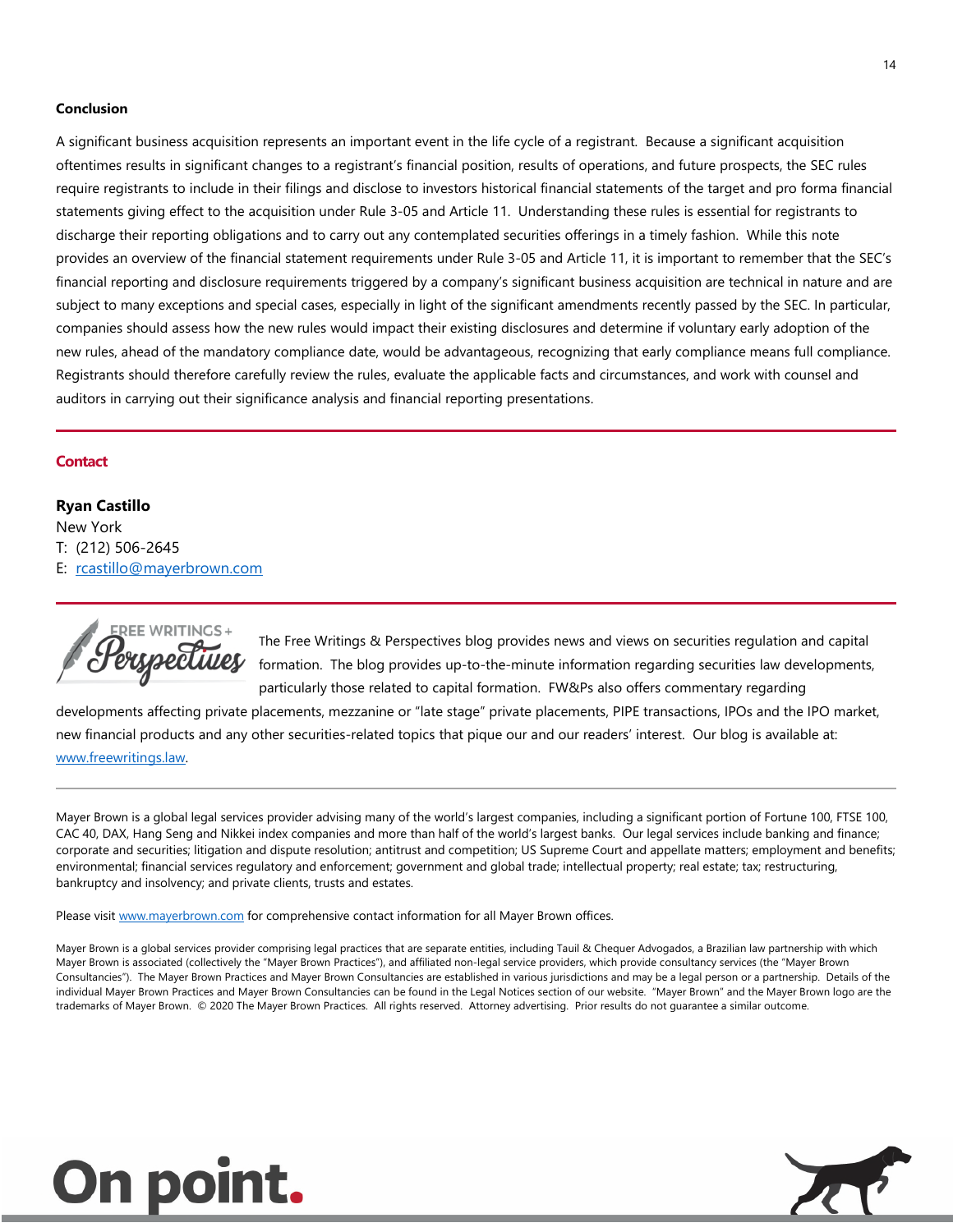**Conclusion**

A significant business acquisition represents an important event in the life cycle of a registrant. Because a significant acquisition oftentimes results in significant changes to a registrant's financial position, results of operations, and future prospects, the SEC rules require registrants to include in their filings and disclose to investors historical financial statements of the target and pro forma financial statements giving effect to the acquisition under Rule 3-05 and Article 11. Understanding these rules is essential for registrants to discharge their reporting obligations and to carry out any contemplated securities offerings in a timely fashion. While this note provides an overview of the financial statement requirements under Rule 3-05 and Article 11, it is important to remember that the SEC's financial reporting and disclosure requirements triggered by a company's significant business acquisition are technical in nature and are subject to many exceptions and special cases, especially in light of the significant amendments recently passed by the SEC. In particular, companies should assess how the new rules would impact their existing disclosures and determine if voluntary early adoption of the new rules, ahead of the mandatory compliance date, would be advantageous, recognizing that early compliance means full compliance. Registrants should therefore carefully review the rules, evaluate the applicable facts and circumstances, and work with counsel and auditors in carrying out their significance analysis and financial reporting presentations.

---

**Contact**

**Ryan Castillo**
New York
T: (212) 506-2645
E: rcastillo@mayerbrown.com

---

FREE WRITINGS + Perspectives

The Free Writings & Perspectives blog provides news and views on securities regulation and capital formation. The blog provides up-to-the-minute information regarding securities law developments, particularly those related to capital formation. FW&Ps also offers commentary regarding developments affecting private placements, mezzanine or "late stage" private placements, PIPE transactions, IPOs and the IPO market, new financial products and any other securities-related topics that pique our and our readers' interest. Our blog is available at: www.freewritings.law.

---

Mayer Brown is a global legal services provider advising many of the world's largest companies, including a significant portion of Fortune 100, FTSE 100, CAC 40, DAX, Hang Seng and Nikkei index companies and more than half of the world's largest banks. Our legal services include banking and finance; corporate and securities; litigation and dispute resolution; antitrust and competition; US Supreme Court and appellate matters; employment and benefits; environmental; financial services regulatory and enforcement; government and global trade; intellectual property; real estate; tax; restructuring, bankruptcy and insolvency; and private clients, trusts and estates.

Please visit www.mayerbrown.com for comprehensive contact information for all Mayer Brown offices.

Mayer Brown is a global services provider comprising legal practices that are separate entities, including Tauil & Chequer Advogados, a Brazilian law partnership with which Mayer Brown is associated (collectively the "Mayer Brown Practices"), and affiliated non-legal service providers, which provide consultancy services (the "Mayer Brown Consultancies"). The Mayer Brown Practices and Mayer Brown Consultancies are established in various jurisdictions and may be a legal person or a partnership. Details of the individual Mayer Brown Practices and Mayer Brown Consultancies can be found in the Legal Notices section of our website. "Mayer Brown" and the Mayer Brown logo are the trademarks of Mayer Brown. © 2020 The Mayer Brown Practices. All rights reserved. Attorney advertising. Prior results do not guarantee a similar outcome.

On point.